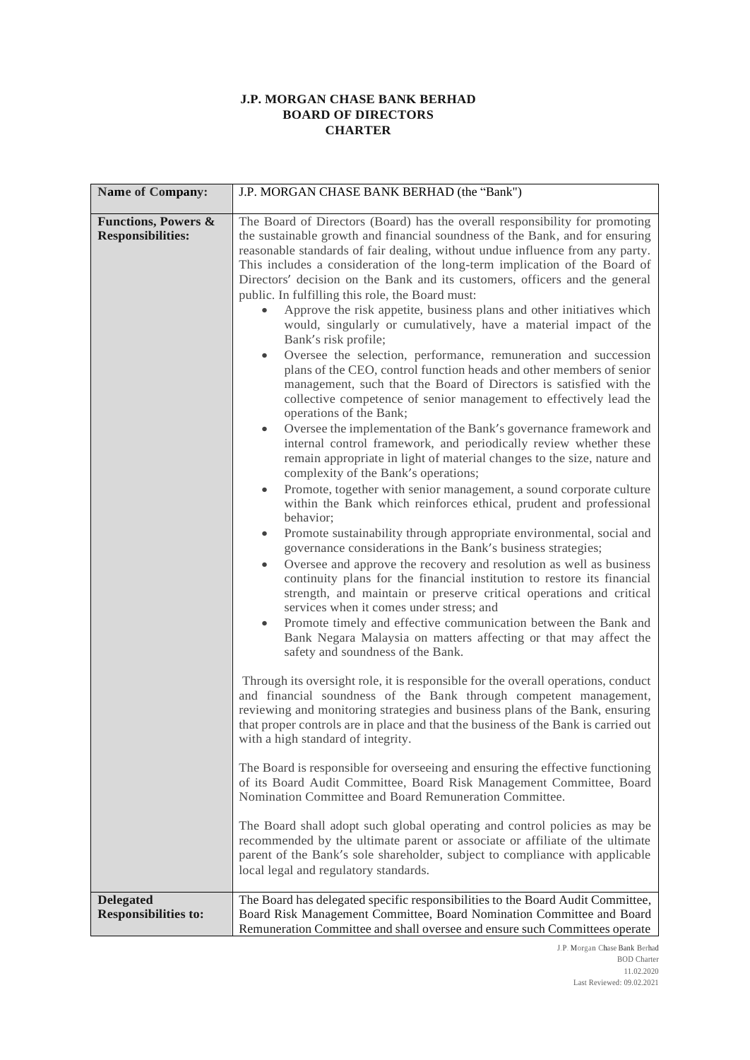# J.P. MORGAN CHASE BANK BERHAD BOARD OF DIRECTORS CHARTER

| **Name of Company:** | J.P. MORGAN CHASE BANK BERHAD (the "Bank") |
|---|---|
| **Functions, Powers & Responsibilities:** | The Board of Directors (Board) has the overall responsibility for promoting the sustainable growth and financial soundness of the Bank, and for ensuring reasonable standards of fair dealing, without undue influence from any party. This includes a consideration of the long-term implication of the Board of Directors' decision on the Bank and its customers, officers and the general public. In fulfilling this role, the Board must:<br>• Approve the risk appetite, business plans and other initiatives which would, singularly or cumulatively, have a material impact of the Bank's risk profile;<br>• Oversee the selection, performance, remuneration and succession plans of the CEO, control function heads and other members of senior management, such that the Board of Directors is satisfied with the collective competence of senior management to effectively lead the operations of the Bank;<br>• Oversee the implementation of the Bank's governance framework and internal control framework, and periodically review whether these remain appropriate in light of material changes to the size, nature and complexity of the Bank's operations;<br>• Promote, together with senior management, a sound corporate culture within the Bank which reinforces ethical, prudent and professional behavior;<br>• Promote sustainability through appropriate environmental, social and governance considerations in the Bank's business strategies;<br>• Oversee and approve the recovery and resolution as well as business continuity plans for the financial institution to restore its financial strength, and maintain or preserve critical operations and critical services when it comes under stress; and<br>• Promote timely and effective communication between the Bank and Bank Negara Malaysia on matters affecting or that may affect the safety and soundness of the Bank.<br><br>Through its oversight role, it is responsible for the overall operations, conduct and financial soundness of the Bank through competent management, reviewing and monitoring strategies and business plans of the Bank, ensuring that proper controls are in place and that the business of the Bank is carried out with a high standard of integrity.<br><br>The Board is responsible for overseeing and ensuring the effective functioning of its Board Audit Committee, Board Risk Management Committee, Board Nomination Committee and Board Remuneration Committee.<br><br>The Board shall adopt such global operating and control policies as may be recommended by the ultimate parent or associate or affiliate of the ultimate parent of the Bank's sole shareholder, subject to compliance with applicable local legal and regulatory standards. |
| **Delegated Responsibilities to:** | The Board has delegated specific responsibilities to the Board Audit Committee, Board Risk Management Committee, Board Nomination Committee and Board Remuneration Committee and shall oversee and ensure such Committees operate |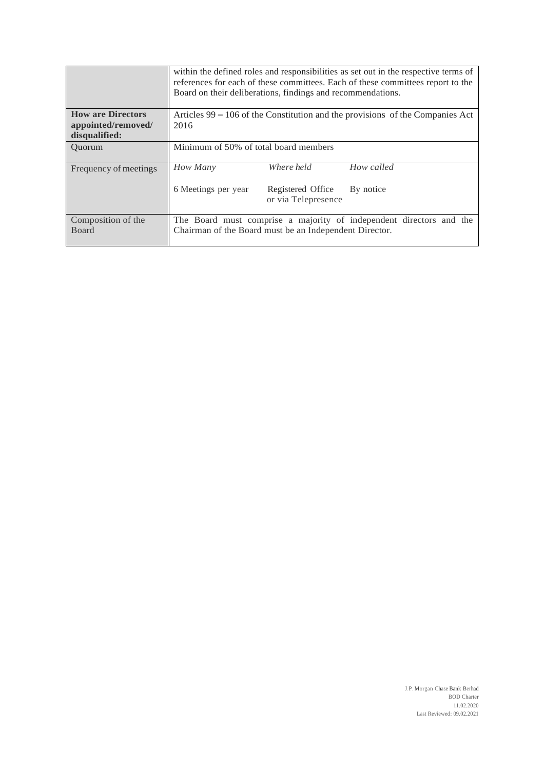| | |
|---|---|
| | within the defined roles and responsibilities as set out in the respective terms of references for each of these committees. Each of these committees report to the Board on their deliberations, findings and recommendations. |
| **How are Directors appointed/removed/ disqualified:** | Articles 99 – 106 of the Constitution and the provisions of the Companies Act 2016 |
| Quorum | Minimum of 50% of total board members |
| Frequency of meetings | *How Many* / *Where held* / *How called*<br>6 Meetings per year / Registered Office or via Telepresence / By notice |
| Composition of the Board | The Board must comprise a majority of independent directors and the Chairman of the Board must be an Independent Director. |

J.P. Morgan Chase Bank Berhad
BOD Charter
11.02.2020
Last Reviewed: 09.02.2021